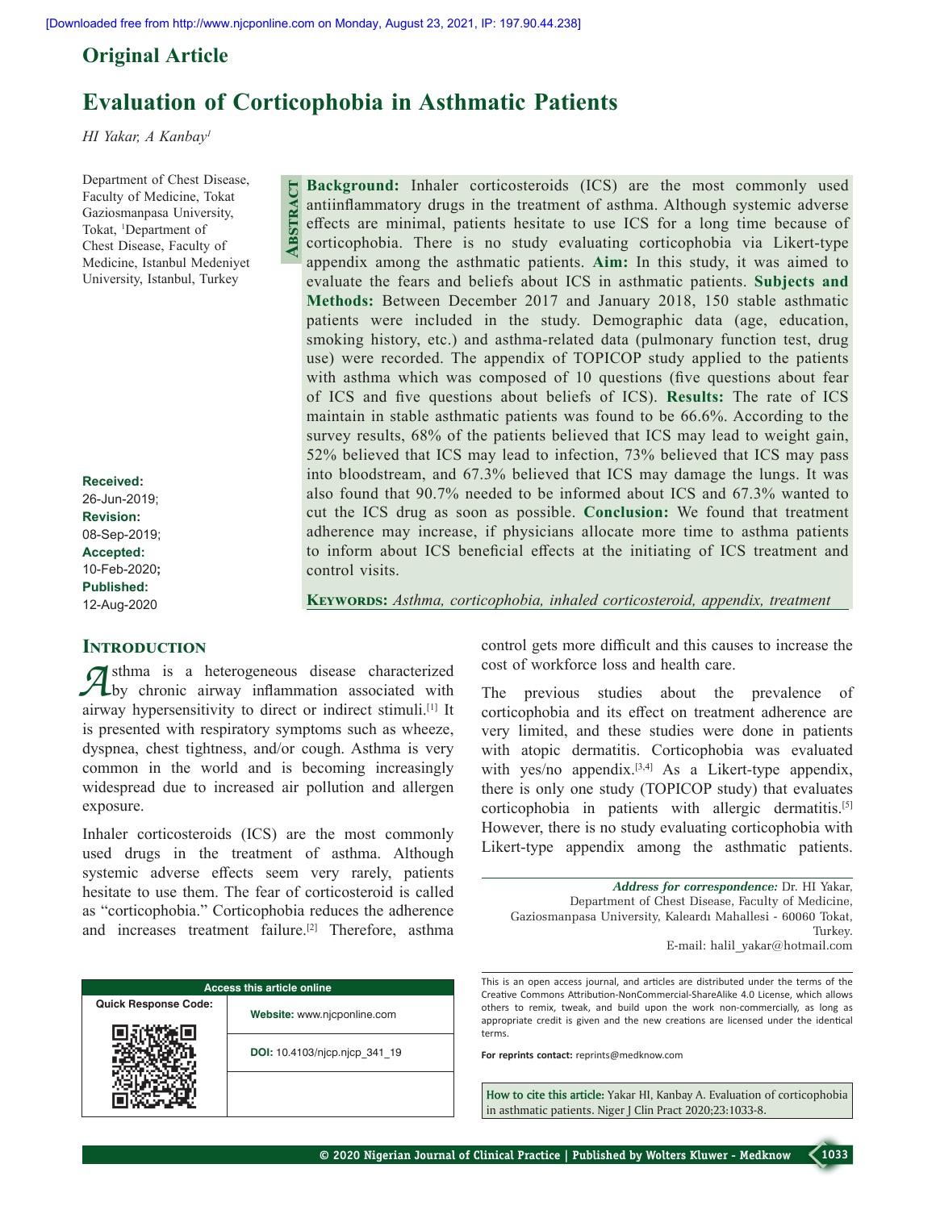Original Article

# Evaluation of Corticophobia in Asthmatic Patients

*HI Yakar, A Kanbay*[1]

Department of Chest Disease, Faculty of Medicine, Tokat Gaziosmanpasa University, Tokat, [1]Department of Chest Disease, Faculty of Medicine, Istanbul Medeniyet University, Istanbul, Turkey

**Received:** 26-Jun-2019;
**Revision:** 08-Sep-2019;
**Accepted:** 10-Feb-2020;
**Published:** 12-Aug-2020

## Abstract

**Background:** Inhaler corticosteroids (ICS) are the most commonly used antiinflammatory drugs in the treatment of asthma. Although systemic adverse effects are minimal, patients hesitate to use ICS for a long time because of corticophobia. There is no study evaluating corticophobia via Likert-type appendix among the asthmatic patients. **Aim:** In this study, it was aimed to evaluate the fears and beliefs about ICS in asthmatic patients. **Subjects and Methods:** Between December 2017 and January 2018, 150 stable asthmatic patients were included in the study. Demographic data (age, education, smoking history, etc.) and asthma-related data (pulmonary function test, drug use) were recorded. The appendix of TOPICOP study applied to the patients with asthma which was composed of 10 questions (five questions about fear of ICS and five questions about beliefs of ICS). **Results:** The rate of ICS maintain in stable asthmatic patients was found to be 66.6%. According to the survey results, 68% of the patients believed that ICS may lead to weight gain, 52% believed that ICS may lead to infection, 73% believed that ICS may pass into bloodstream, and 67.3% believed that ICS may damage the lungs. It was also found that 90.7% needed to be informed about ICS and 67.3% wanted to cut the ICS drug as soon as possible. **Conclusion:** We found that treatment adherence may increase, if physicians allocate more time to asthma patients to inform about ICS beneficial effects at the initiating of ICS treatment and control visits.

**Keywords:** *Asthma, corticophobia, inhaled corticosteroid, appendix, treatment*

## Introduction

Asthma is a heterogeneous disease characterized by chronic airway inflammation associated with airway hypersensitivity to direct or indirect stimuli.[1] It is presented with respiratory symptoms such as wheeze, dyspnea, chest tightness, and/or cough. Asthma is very common in the world and is becoming increasingly widespread due to increased air pollution and allergen exposure.

Inhaler corticosteroids (ICS) are the most commonly used drugs in the treatment of asthma. Although systemic adverse effects seem very rarely, patients hesitate to use them. The fear of corticosteroid is called as "corticophobia." Corticophobia reduces the adherence and increases treatment failure.[2] Therefore, asthma control gets more difficult and this causes to increase the cost of workforce loss and health care.

The previous studies about the prevalence of corticophobia and its effect on treatment adherence are very limited, and these studies were done in patients with atopic dermatitis. Corticophobia was evaluated with yes/no appendix.[3,4] As a Likert-type appendix, there is only one study (TOPICOP study) that evaluates corticophobia in patients with allergic dermatitis.[5] However, there is no study evaluating corticophobia with Likert-type appendix among the asthmatic patients.

**Address for correspondence:** Dr. HI Yakar, Department of Chest Disease, Faculty of Medicine, Gaziosmanpasa University, Kaleardı Mahallesi - 60060 Tokat, Turkey. E-mail: halil_yakar@hotmail.com

| Access this article online | |
|---|---|
| Quick Response Code: | Website: www.njcponline.com |
| | DOI: 10.4103/njcp.njcp_341_19 |

This is an open access journal, and articles are distributed under the terms of the Creative Commons Attribution-NonCommercial-ShareAlike 4.0 License, which allows others to remix, tweak, and build upon the work non-commercially, as long as appropriate credit is given and the new creations are licensed under the identical terms.

**For reprints contact:** reprints@medknow.com

**How to cite this article:** Yakar HI, Kanbay A. Evaluation of corticophobia in asthmatic patients. Niger J Clin Pract 2020;23:1033-8.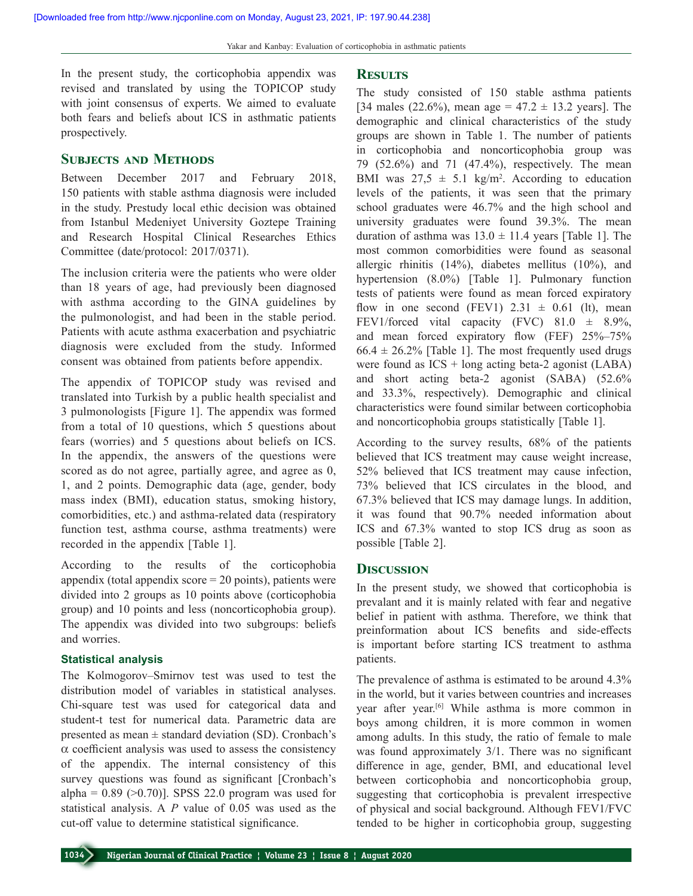In the present study, the corticophobia appendix was revised and translated by using the TOPICOP study with joint consensus of experts. We aimed to evaluate both fears and beliefs about ICS in asthmatic patients prospectively.

## Subjects and Methods

Between December 2017 and February 2018, 150 patients with stable asthma diagnosis were included in the study. Prestudy local ethic decision was obtained from Istanbul Medeniyet University Goztepe Training and Research Hospital Clinical Researches Ethics Committee (date/protocol: 2017/0371).

The inclusion criteria were the patients who were older than 18 years of age, had previously been diagnosed with asthma according to the GINA guidelines by the pulmonologist, and had been in the stable period. Patients with acute asthma exacerbation and psychiatric diagnosis were excluded from the study. Informed consent was obtained from patients before appendix.

The appendix of TOPICOP study was revised and translated into Turkish by a public health specialist and 3 pulmonologists [Figure 1]. The appendix was formed from a total of 10 questions, which 5 questions about fears (worries) and 5 questions about beliefs on ICS. In the appendix, the answers of the questions were scored as do not agree, partially agree, and agree as 0, 1, and 2 points. Demographic data (age, gender, body mass index (BMI), education status, smoking history, comorbidities, etc.) and asthma-related data (respiratory function test, asthma course, asthma treatments) were recorded in the appendix [Table 1].

According to the results of the corticophobia appendix (total appendix score = 20 points), patients were divided into 2 groups as 10 points above (corticophobia group) and 10 points and less (noncorticophobia group). The appendix was divided into two subgroups: beliefs and worries.

### Statistical analysis

The Kolmogorov–Smirnov test was used to test the distribution model of variables in statistical analyses. Chi-square test was used for categorical data and student-t test for numerical data. Parametric data are presented as mean ± standard deviation (SD). Cronbach's $\alpha$ coefficient analysis was used to assess the consistency of the appendix. The internal consistency of this survey questions was found as significant [Cronbach's alpha = 0.89 (>0.70)]. SPSS 22.0 program was used for statistical analysis. A $P$ value of 0.05 was used as the cut-off value to determine statistical significance.

## Results

The study consisted of 150 stable asthma patients [34 males (22.6%), mean age = 47.2 ± 13.2 years]. The demographic and clinical characteristics of the study groups are shown in Table 1. The number of patients in corticophobia and noncorticophobia group was 79 (52.6%) and 71 (47.4%), respectively. The mean BMI was 27,5 ± 5.1 kg/m$^2$. According to education levels of the patients, it was seen that the primary school graduates were 46.7% and the high school and university graduates were found 39.3%. The mean duration of asthma was 13.0 ± 11.4 years [Table 1]. The most common comorbidities were found as seasonal allergic rhinitis (14%), diabetes mellitus (10%), and hypertension (8.0%) [Table 1]. Pulmonary function tests of patients were found as mean forced expiratory flow in one second (FEV1) 2.31 ± 0.61 (lt), mean FEV1/forced vital capacity (FVC) 81.0 ± 8.9%, and mean forced expiratory flow (FEF) 25%–75% 66.4 ± 26.2% [Table 1]. The most frequently used drugs were found as ICS + long acting beta-2 agonist (LABA) and short acting beta-2 agonist (SABA) (52.6% and 33.3%, respectively). Demographic and clinical characteristics were found similar between corticophobia and noncorticophobia groups statistically [Table 1].

According to the survey results, 68% of the patients believed that ICS treatment may cause weight increase, 52% believed that ICS treatment may cause infection, 73% believed that ICS circulates in the blood, and 67.3% believed that ICS may damage lungs. In addition, it was found that 90.7% needed information about ICS and 67.3% wanted to stop ICS drug as soon as possible [Table 2].

## Discussion

In the present study, we showed that corticophobia is prevalant and it is mainly related with fear and negative belief in patient with asthma. Therefore, we think that preinformation about ICS benefits and side-effects is important before starting ICS treatment to asthma patients.

The prevalence of asthma is estimated to be around 4.3% in the world, but it varies between countries and increases year after year.[6] While asthma is more common in boys among children, it is more common in women among adults. In this study, the ratio of female to male was found approximately 3/1. There was no significant difference in age, gender, BMI, and educational level between corticophobia and noncorticophobia group, suggesting that corticophobia is prevalent irrespective of physical and social background. Although FEV1/FVC tended to be higher in corticophobia group, suggesting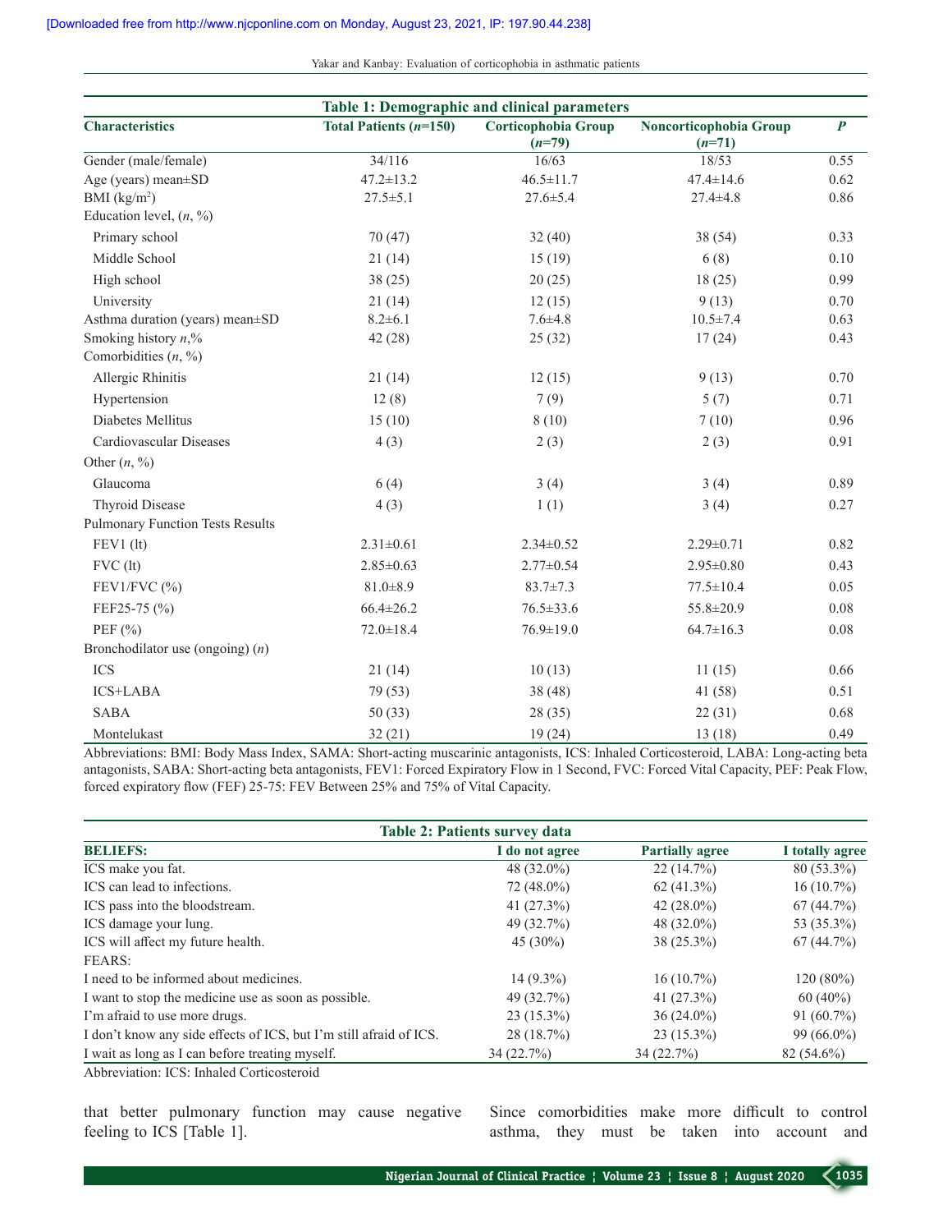**Table 1: Demographic and clinical parameters**

| Characteristics | Total Patients (*n*=150) | Corticophobia Group (*n*=79) | Noncorticophobia Group (*n*=71) | *P* |
|---|---|---|---|---|
| Gender (male/female) | 34/116 | 16/63 | 18/53 | 0.55 |
| Age (years) mean±SD | 47.2±13.2 | 46.5±11.7 | 47.4±14.6 | 0.62 |
| BMI (kg/m$^2$) | 27.5±5.1 | 27.6±5.4 | 27.4±4.8 | 0.86 |
| Education level, (*n*, %) | | | | |
| Primary school | 70 (47) | 32 (40) | 38 (54) | 0.33 |
| Middle School | 21 (14) | 15 (19) | 6 (8) | 0.10 |
| High school | 38 (25) | 20 (25) | 18 (25) | 0.99 |
| University | 21 (14) | 12 (15) | 9 (13) | 0.70 |
| Asthma duration (years) mean±SD | 8.2±6.1 | 7.6±4.8 | 10.5±7.4 | 0.63 |
| Smoking history *n*,% | 42 (28) | 25 (32) | 17 (24) | 0.43 |
| Comorbidities (*n*, %) | | | | |
| Allergic Rhinitis | 21 (14) | 12 (15) | 9 (13) | 0.70 |
| Hypertension | 12 (8) | 7 (9) | 5 (7) | 0.71 |
| Diabetes Mellitus | 15 (10) | 8 (10) | 7 (10) | 0.96 |
| Cardiovascular Diseases | 4 (3) | 2 (3) | 2 (3) | 0.91 |
| Other (*n*, %) | | | | |
| Glaucoma | 6 (4) | 3 (4) | 3 (4) | 0.89 |
| Thyroid Disease | 4 (3) | 1 (1) | 3 (4) | 0.27 |
| Pulmonary Function Tests Results | | | | |
| FEV1 (lt) | 2.31±0.61 | 2.34±0.52 | 2.29±0.71 | 0.82 |
| FVC (lt) | 2.85±0.63 | 2.77±0.54 | 2.95±0.80 | 0.43 |
| FEV1/FVC (%) | 81.0±8.9 | 83.7±7.3 | 77.5±10.4 | 0.05 |
| FEF25-75 (%) | 66.4±26.2 | 76.5±33.6 | 55.8±20.9 | 0.08 |
| PEF (%) | 72.0±18.4 | 76.9±19.0 | 64.7±16.3 | 0.08 |
| Bronchodilator use (ongoing) (*n*) | | | | |
| ICS | 21 (14) | 10 (13) | 11 (15) | 0.66 |
| ICS+LABA | 79 (53) | 38 (48) | 41 (58) | 0.51 |
| SABA | 50 (33) | 28 (35) | 22 (31) | 0.68 |
| Montelukast | 32 (21) | 19 (24) | 13 (18) | 0.49 |

Abbreviations: BMI: Body Mass Index, SAMA: Short-acting muscarinic antagonists, ICS: Inhaled Corticosteroid, LABA: Long-acting beta antagonists, SABA: Short-acting beta antagonists, FEV1: Forced Expiratory Flow in 1 Second, FVC: Forced Vital Capacity, PEF: Peak Flow, forced expiratory flow (FEF) 25-75: FEV Between 25% and 75% of Vital Capacity.

**Table 2: Patients survey data**

| BELIEFS: | I do not agree | Partially agree | I totally agree |
|---|---|---|---|
| ICS make you fat. | 48 (32.0%) | 22 (14.7%) | 80 (53.3%) |
| ICS can lead to infections. | 72 (48.0%) | 62 (41.3%) | 16 (10.7%) |
| ICS pass into the bloodstream. | 41 (27.3%) | 42 (28.0%) | 67 (44.7%) |
| ICS damage your lung. | 49 (32.7%) | 48 (32.0%) | 53 (35.3%) |
| ICS will affect my future health. | 45 (30%) | 38 (25.3%) | 67 (44.7%) |
| FEARS: | | | |
| I need to be informed about medicines. | 14 (9.3%) | 16 (10.7%) | 120 (80%) |
| I want to stop the medicine use as soon as possible. | 49 (32.7%) | 41 (27.3%) | 60 (40%) |
| I'm afraid to use more drugs. | 23 (15.3%) | 36 (24.0%) | 91 (60.7%) |
| I don't know any side effects of ICS, but I'm still afraid of ICS. | 28 (18.7%) | 23 (15.3%) | 99 (66.0%) |
| I wait as long as I can before treating myself. | 34 (22.7%) | 34 (22.7%) | 82 (54.6%) |

Abbreviation: ICS: Inhaled Corticosteroid

that better pulmonary function may cause negative feeling to ICS [Table 1].

Since comorbidities make more difficult to control asthma, they must be taken into account and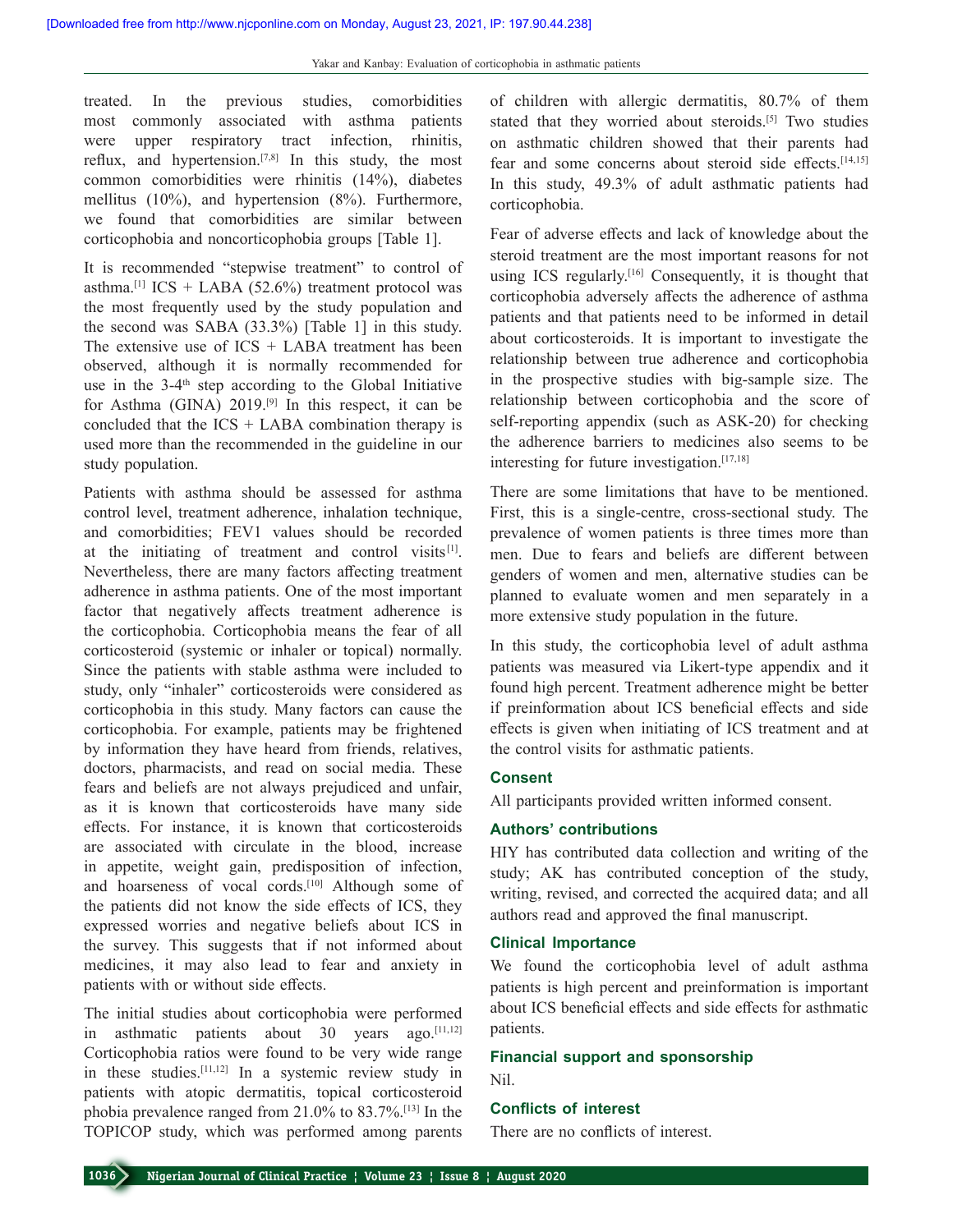treated. In the previous studies, comorbidities most commonly associated with asthma patients were upper respiratory tract infection, rhinitis, reflux, and hypertension.[7,8] In this study, the most common comorbidities were rhinitis (14%), diabetes mellitus (10%), and hypertension (8%). Furthermore, we found that comorbidities are similar between corticophobia and noncorticophobia groups [Table 1].

It is recommended "stepwise treatment" to control of asthma.[1] ICS + LABA (52.6%) treatment protocol was the most frequently used by the study population and the second was SABA (33.3%) [Table 1] in this study. The extensive use of ICS + LABA treatment has been observed, although it is normally recommended for use in the 3-4th step according to the Global Initiative for Asthma (GINA) 2019.[9] In this respect, it can be concluded that the ICS + LABA combination therapy is used more than the recommended in the guideline in our study population.

Patients with asthma should be assessed for asthma control level, treatment adherence, inhalation technique, and comorbidities; FEV1 values should be recorded at the initiating of treatment and control visits[1]. Nevertheless, there are many factors affecting treatment adherence in asthma patients. One of the most important factor that negatively affects treatment adherence is the corticophobia. Corticophobia means the fear of all corticosteroid (systemic or inhaler or topical) normally. Since the patients with stable asthma were included to study, only "inhaler" corticosteroids were considered as corticophobia in this study. Many factors can cause the corticophobia. For example, patients may be frightened by information they have heard from friends, relatives, doctors, pharmacists, and read on social media. These fears and beliefs are not always prejudiced and unfair, as it is known that corticosteroids have many side effects. For instance, it is known that corticosteroids are associated with circulate in the blood, increase in appetite, weight gain, predisposition of infection, and hoarseness of vocal cords.[10] Although some of the patients did not know the side effects of ICS, they expressed worries and negative beliefs about ICS in the survey. This suggests that if not informed about medicines, it may also lead to fear and anxiety in patients with or without side effects.

The initial studies about corticophobia were performed in asthmatic patients about 30 years ago.[11,12] Corticophobia ratios were found to be very wide range in these studies.[11,12] In a systemic review study in patients with atopic dermatitis, topical corticosteroid phobia prevalence ranged from 21.0% to 83.7%.[13] In the TOPICOP study, which was performed among parents of children with allergic dermatitis, 80.7% of them stated that they worried about steroids.[5] Two studies on asthmatic children showed that their parents had fear and some concerns about steroid side effects.[14,15] In this study, 49.3% of adult asthmatic patients had corticophobia.

Fear of adverse effects and lack of knowledge about the steroid treatment are the most important reasons for not using ICS regularly.[16] Consequently, it is thought that corticophobia adversely affects the adherence of asthma patients and that patients need to be informed in detail about corticosteroids. It is important to investigate the relationship between true adherence and corticophobia in the prospective studies with big-sample size. The relationship between corticophobia and the score of self-reporting appendix (such as ASK-20) for checking the adherence barriers to medicines also seems to be interesting for future investigation.[17,18]

There are some limitations that have to be mentioned. First, this is a single-centre, cross-sectional study. The prevalence of women patients is three times more than men. Due to fears and beliefs are different between genders of women and men, alternative studies can be planned to evaluate women and men separately in a more extensive study population in the future.

In this study, the corticophobia level of adult asthma patients was measured via Likert-type appendix and it found high percent. Treatment adherence might be better if preinformation about ICS beneficial effects and side effects is given when initiating of ICS treatment and at the control visits for asthmatic patients.

### Consent

All participants provided written informed consent.

### Authors' contributions

HIY has contributed data collection and writing of the study; AK has contributed conception of the study, writing, revised, and corrected the acquired data; and all authors read and approved the final manuscript.

### Clinical Importance

We found the corticophobia level of adult asthma patients is high percent and preinformation is important about ICS beneficial effects and side effects for asthmatic patients.

### Financial support and sponsorship

Nil.

### Conflicts of interest

There are no conflicts of interest.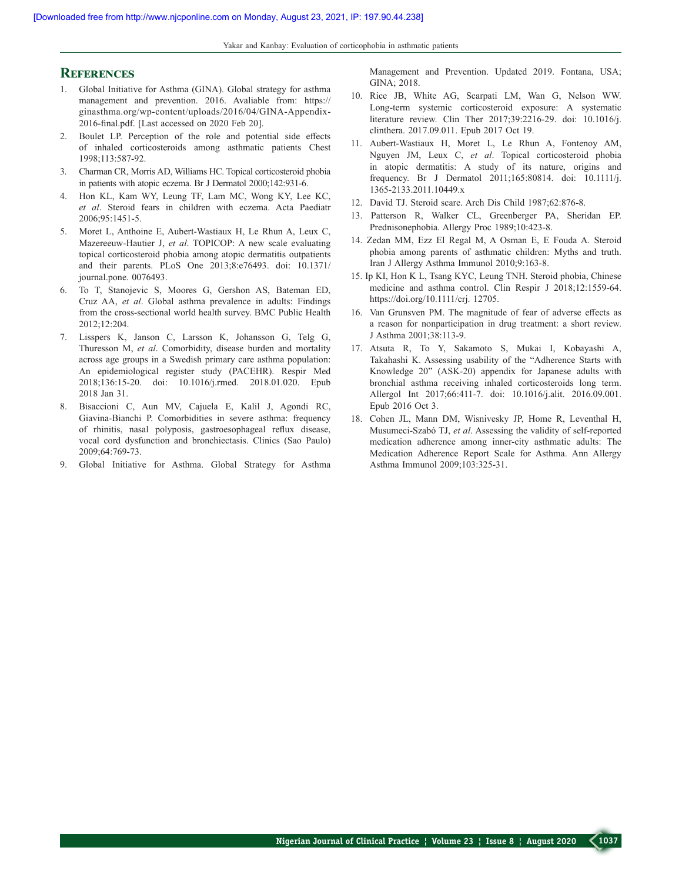## References

1. Global Initiative for Asthma (GINA). Global strategy for asthma management and prevention. 2016. Avaliable from: https://ginasthma.org/wp-content/uploads/2016/04/GINA-Appendix-2016-final.pdf. [Last accessed on 2020 Feb 20].
2. Boulet LP. Perception of the role and potential side effects of inhaled corticosteroids among asthmatic patients Chest 1998;113:587-92.
3. Charman CR, Morris AD, Williams HC. Topical corticosteroid phobia in patients with atopic eczema. Br J Dermatol 2000;142:931-6.
4. Hon KL, Kam WY, Leung TF, Lam MC, Wong KY, Lee KC, *et al*. Steroid fears in children with eczema. Acta Paediatr 2006;95:1451-5.
5. Moret L, Anthoine E, Aubert-Wastiaux H, Le Rhun A, Leux C, Mazereeuw-Hautier J, *et al*. TOPICOP: A new scale evaluating topical corticosteroid phobia among atopic dermatitis outpatients and their parents. PLoS One 2013;8:e76493. doi: 10.1371/journal.pone. 0076493.
6. To T, Stanojevic S, Moores G, Gershon AS, Bateman ED, Cruz AA, *et al*. Global asthma prevalence in adults: Findings from the cross-sectional world health survey. BMC Public Health 2012;12:204.
7. Lisspers K, Janson C, Larsson K, Johansson G, Telg G, Thuresson M, *et al*. Comorbidity, disease burden and mortality across age groups in a Swedish primary care asthma population: An epidemiological register study (PACEHR). Respir Med 2018;136:15-20. doi: 10.1016/j.rmed. 2018.01.020. Epub 2018 Jan 31.
8. Bisaccioni C, Aun MV, Cajuela E, Kalil J, Agondi RC, Giavina-Bianchi P. Comorbidities in severe asthma: frequency of rhinitis, nasal polyposis, gastroesophageal reflux disease, vocal cord dysfunction and bronchiectasis. Clinics (Sao Paulo) 2009;64:769-73.
9. Global Initiative for Asthma. Global Strategy for Asthma Management and Prevention. Updated 2019. Fontana, USA; GINA; 2018.
10. Rice JB, White AG, Scarpati LM, Wan G, Nelson WW. Long-term systemic corticosteroid exposure: A systematic literature review. Clin Ther 2017;39:2216-29. doi: 10.1016/j.clinthera. 2017.09.011. Epub 2017 Oct 19.
11. Aubert-Wastiaux H, Moret L, Le Rhun A, Fontenoy AM, Nguyen JM, Leux C, *et al*. Topical corticosteroid phobia in atopic dermatitis: A study of its nature, origins and frequency. Br J Dermatol 2011;165:80814. doi: 10.1111/j.1365-2133.2011.10449.x
12. David TJ. Steroid scare. Arch Dis Child 1987;62:876-8.
13. Patterson R, Walker CL, Greenberger PA, Sheridan EP. Prednisonephobia. Allergy Proc 1989;10:423-8.
14. Zedan MM, Ezz El Regal M, A Osman E, E Fouda A. Steroid phobia among parents of asthmatic children: Myths and truth. Iran J Allergy Asthma Immunol 2010;9:163-8.
15. Ip KI, Hon K L, Tsang KYC, Leung TNH. Steroid phobia, Chinese medicine and asthma control. Clin Respir J 2018;12:1559-64. https://doi.org/10.1111/crj. 12705.
16. Van Grunsven PM. The magnitude of fear of adverse effects as a reason for nonparticipation in drug treatment: a short review. J Asthma 2001;38:113-9.
17. Atsuta R, To Y, Sakamoto S, Mukai I, Kobayashi A, Takahashi K. Assessing usability of the "Adherence Starts with Knowledge 20" (ASK-20) appendix for Japanese adults with bronchial asthma receiving inhaled corticosteroids long term. Allergol Int 2017;66:411-7. doi: 10.1016/j.alit. 2016.09.001. Epub 2016 Oct 3.
18. Cohen JL, Mann DM, Wisnivesky JP, Home R, Leventhal H, Musumeci-Szabó TJ, *et al*. Assessing the validity of self-reported medication adherence among inner-city asthmatic adults: The Medication Adherence Report Scale for Asthma. Ann Allergy Asthma Immunol 2009;103:325-31.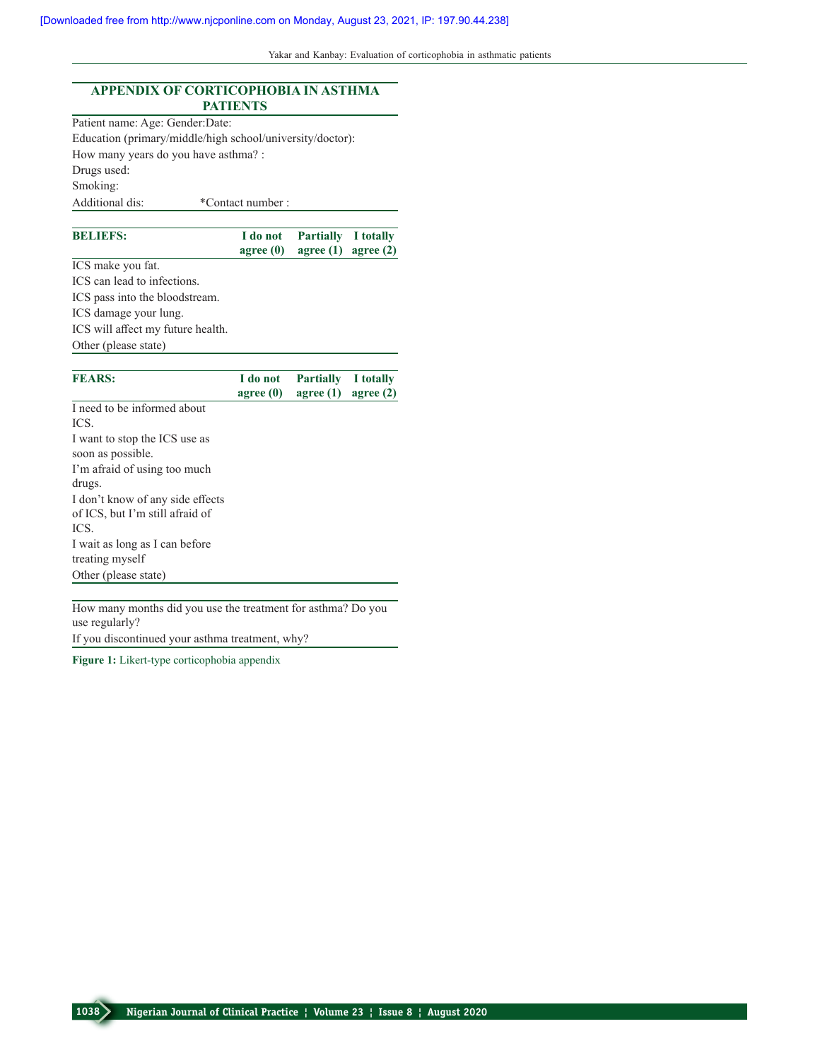## APPENDIX OF CORTICOPHOBIA IN ASTHMA PATIENTS

Patient name: Age: Gender:Date:

Education (primary/middle/high school/university/doctor):

How many years do you have asthma? :

Drugs used:

Smoking:

Additional dis: *Contact number :

| BELIEFS: | I do not agree (0) | Partially agree (1) | I totally agree (2) |
|---|---|---|---|
| ICS make you fat. | | | |
| ICS can lead to infections. | | | |
| ICS pass into the bloodstream. | | | |
| ICS damage your lung. | | | |
| ICS will affect my future health. | | | |
| Other (please state) | | | |

| FEARS: | I do not agree (0) | Partially agree (1) | I totally agree (2) |
|---|---|---|---|
| I need to be informed about ICS. | | | |
| I want to stop the ICS use as soon as possible. | | | |
| I'm afraid of using too much drugs. | | | |
| I don't know of any side effects of ICS, but I'm still afraid of ICS. | | | |
| I wait as long as I can before treating myself | | | |
| Other (please state) | | | |

How many months did you use the treatment for asthma? Do you use regularly?

If you discontinued your asthma treatment, why?

**Figure 1:** Likert-type corticophobia appendix